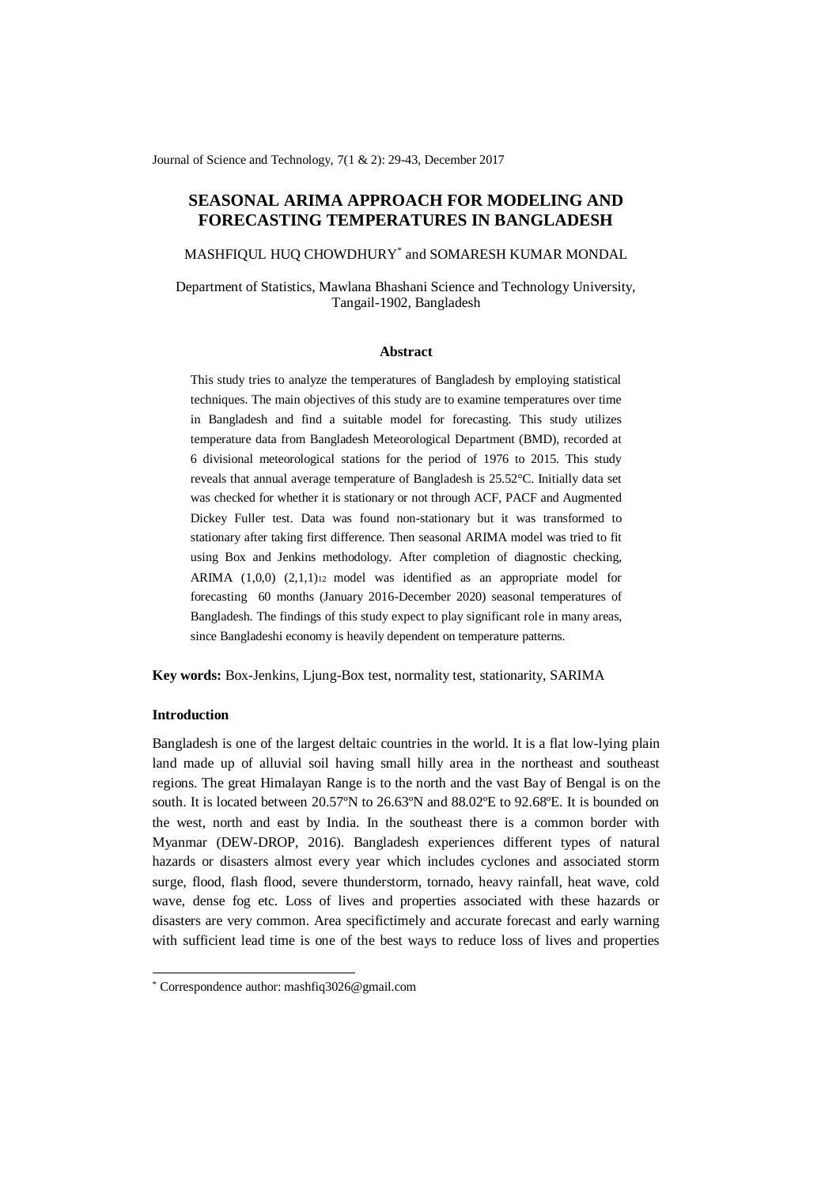# SEASONAL ARIMA APPROACH FOR MODELING AND FORECASTING TEMPERATURES IN BANGLADESH

MASHFIQUL HUQ CHOWDHURY* and SOMARESH KUMAR MONDAL

Department of Statistics, Mawlana Bhashani Science and Technology University, Tangail-1902, Bangladesh

## Abstract

This study tries to analyze the temperatures of Bangladesh by employing statistical techniques. The main objectives of this study are to examine temperatures over time in Bangladesh and find a suitable model for forecasting. This study utilizes temperature data from Bangladesh Meteorological Department (BMD), recorded at 6 divisional meteorological stations for the period of 1976 to 2015. This study reveals that annual average temperature of Bangladesh is 25.52°C. Initially data set was checked for whether it is stationary or not through ACF, PACF and Augmented Dickey Fuller test. Data was found non-stationary but it was transformed to stationary after taking first difference. Then seasonal ARIMA model was tried to fit using Box and Jenkins methodology. After completion of diagnostic checking, ARIMA (1,0,0) $(2,1,1)_{12}$ model was identified as an appropriate model for forecasting 60 months (January 2016-December 2020) seasonal temperatures of Bangladesh. The findings of this study expect to play significant role in many areas, since Bangladeshi economy is heavily dependent on temperature patterns.

**Key words:** Box-Jenkins, Ljung-Box test, normality test, stationarity, SARIMA

## Introduction

Bangladesh is one of the largest deltaic countries in the world. It is a flat low-lying plain land made up of alluvial soil having small hilly area in the northeast and southeast regions. The great Himalayan Range is to the north and the vast Bay of Bengal is on the south. It is located between 20.57ºN to 26.63ºN and 88.02ºE to 92.68ºE. It is bounded on the west, north and east by India. In the southeast there is a common border with Myanmar (DEW-DROP, 2016). Bangladesh experiences different types of natural hazards or disasters almost every year which includes cyclones and associated storm surge, flood, flash flood, severe thunderstorm, tornado, heavy rainfall, heat wave, cold wave, dense fog etc. Loss of lives and properties associated with these hazards or disasters are very common. Area specifictimely and accurate forecast and early warning with sufficient lead time is one of the best ways to reduce loss of lives and properties

---

* Correspondence author: mashfiq3026@gmail.com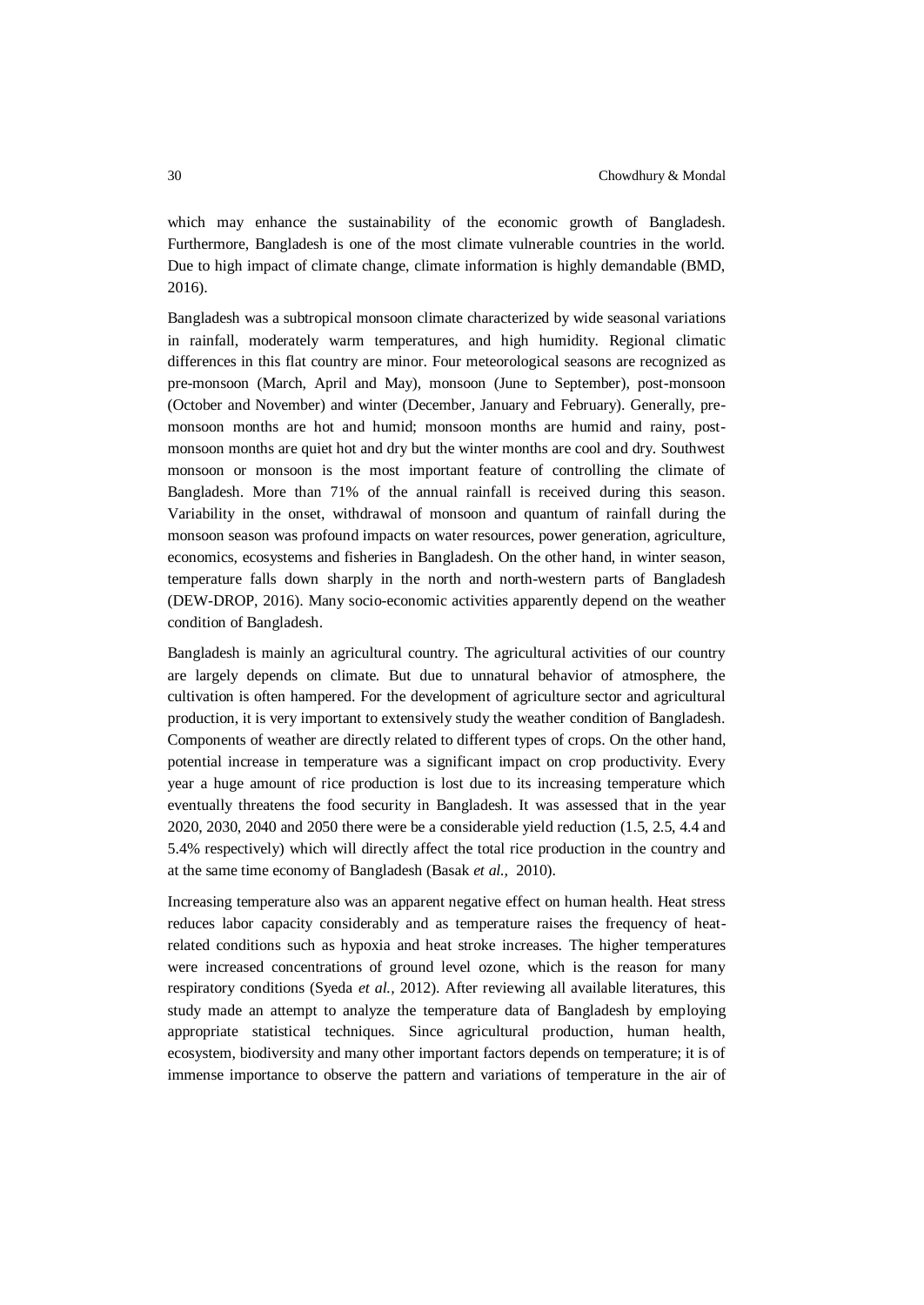which may enhance the sustainability of the economic growth of Bangladesh. Furthermore, Bangladesh is one of the most climate vulnerable countries in the world. Due to high impact of climate change, climate information is highly demandable (BMD, 2016).

Bangladesh was a subtropical monsoon climate characterized by wide seasonal variations in rainfall, moderately warm temperatures, and high humidity. Regional climatic differences in this flat country are minor. Four meteorological seasons are recognized as pre-monsoon (March, April and May), monsoon (June to September), post-monsoon (October and November) and winter (December, January and February). Generally, pre-monsoon months are hot and humid; monsoon months are humid and rainy, post-monsoon months are quiet hot and dry but the winter months are cool and dry. Southwest monsoon or monsoon is the most important feature of controlling the climate of Bangladesh. More than 71% of the annual rainfall is received during this season. Variability in the onset, withdrawal of monsoon and quantum of rainfall during the monsoon season was profound impacts on water resources, power generation, agriculture, economics, ecosystems and fisheries in Bangladesh. On the other hand, in winter season, temperature falls down sharply in the north and north-western parts of Bangladesh (DEW-DROP, 2016). Many socio-economic activities apparently depend on the weather condition of Bangladesh.

Bangladesh is mainly an agricultural country. The agricultural activities of our country are largely depends on climate. But due to unnatural behavior of atmosphere, the cultivation is often hampered. For the development of agriculture sector and agricultural production, it is very important to extensively study the weather condition of Bangladesh. Components of weather are directly related to different types of crops. On the other hand, potential increase in temperature was a significant impact on crop productivity. Every year a huge amount of rice production is lost due to its increasing temperature which eventually threatens the food security in Bangladesh. It was assessed that in the year 2020, 2030, 2040 and 2050 there were be a considerable yield reduction (1.5, 2.5, 4.4 and 5.4% respectively) which will directly affect the total rice production in the country and at the same time economy of Bangladesh (Basak *et al.,* 2010).

Increasing temperature also was an apparent negative effect on human health. Heat stress reduces labor capacity considerably and as temperature raises the frequency of heat-related conditions such as hypoxia and heat stroke increases. The higher temperatures were increased concentrations of ground level ozone, which is the reason for many respiratory conditions (Syeda *et al.*, 2012). After reviewing all available literatures, this study made an attempt to analyze the temperature data of Bangladesh by employing appropriate statistical techniques. Since agricultural production, human health, ecosystem, biodiversity and many other important factors depends on temperature; it is of immense importance to observe the pattern and variations of temperature in the air of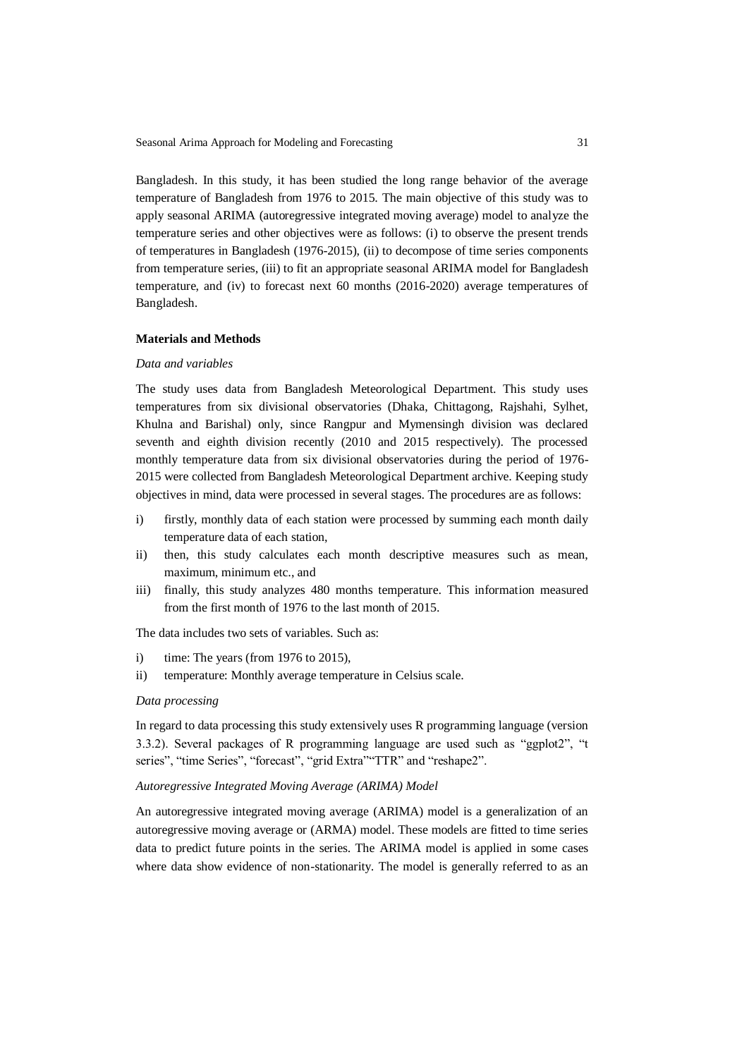Bangladesh. In this study, it has been studied the long range behavior of the average temperature of Bangladesh from 1976 to 2015. The main objective of this study was to apply seasonal ARIMA (autoregressive integrated moving average) model to analyze the temperature series and other objectives were as follows: (i) to observe the present trends of temperatures in Bangladesh (1976-2015), (ii) to decompose of time series components from temperature series, (iii) to fit an appropriate seasonal ARIMA model for Bangladesh temperature, and (iv) to forecast next 60 months (2016-2020) average temperatures of Bangladesh.

**Materials and Methods**

*Data and variables*

The study uses data from Bangladesh Meteorological Department. This study uses temperatures from six divisional observatories (Dhaka, Chittagong, Rajshahi, Sylhet, Khulna and Barishal) only, since Rangpur and Mymensingh division was declared seventh and eighth division recently (2010 and 2015 respectively). The processed monthly temperature data from six divisional observatories during the period of 1976-2015 were collected from Bangladesh Meteorological Department archive. Keeping study objectives in mind, data were processed in several stages. The procedures are as follows:

i) firstly, monthly data of each station were processed by summing each month daily temperature data of each station,
ii) then, this study calculates each month descriptive measures such as mean, maximum, minimum etc., and
iii) finally, this study analyzes 480 months temperature. This information measured from the first month of 1976 to the last month of 2015.

The data includes two sets of variables. Such as:

i) time: The years (from 1976 to 2015),
ii) temperature: Monthly average temperature in Celsius scale.

*Data processing*

In regard to data processing this study extensively uses R programming language (version 3.3.2). Several packages of R programming language are used such as "ggplot2", "t series", "time Series", "forecast", "grid Extra""TTR" and "reshape2".

*Autoregressive Integrated Moving Average (ARIMA) Model*

An autoregressive integrated moving average (ARIMA) model is a generalization of an autoregressive moving average or (ARMA) model. These models are fitted to time series data to predict future points in the series. The ARIMA model is applied in some cases where data show evidence of non-stationarity. The model is generally referred to as an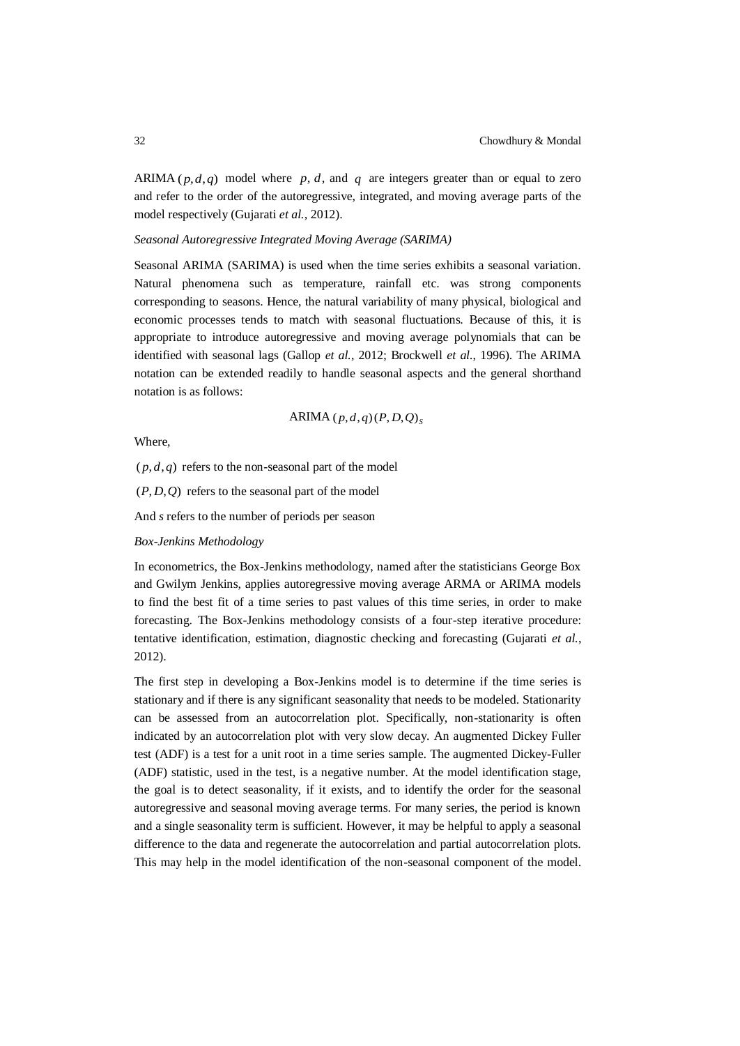ARIMA $(p,d,q)$ model where $p$, $d$, and $q$ are integers greater than or equal to zero and refer to the order of the autoregressive, integrated, and moving average parts of the model respectively (Gujarati *et al.*, 2012).

*Seasonal Autoregressive Integrated Moving Average (SARIMA)*

Seasonal ARIMA (SARIMA) is used when the time series exhibits a seasonal variation. Natural phenomena such as temperature, rainfall etc. was strong components corresponding to seasons. Hence, the natural variability of many physical, biological and economic processes tends to match with seasonal fluctuations. Because of this, it is appropriate to introduce autoregressive and moving average polynomials that can be identified with seasonal lags (Gallop *et al.*, 2012; Brockwell *et al.*, 1996). The ARIMA notation can be extended readily to handle seasonal aspects and the general shorthand notation is as follows:

$$\text{ARIMA}\,(p,d,q)(P,D,Q)_S$$

Where,

$(p,d,q)$ refers to the non-seasonal part of the model

$(P,D,Q)$ refers to the seasonal part of the model

And *s* refers to the number of periods per season

*Box-Jenkins Methodology*

In econometrics, the Box-Jenkins methodology, named after the statisticians George Box and Gwilym Jenkins, applies autoregressive moving average ARMA or ARIMA models to find the best fit of a time series to past values of this time series, in order to make forecasting. The Box-Jenkins methodology consists of a four-step iterative procedure: tentative identification, estimation, diagnostic checking and forecasting (Gujarati *et al.*, 2012).

The first step in developing a Box-Jenkins model is to determine if the time series is stationary and if there is any significant seasonality that needs to be modeled. Stationarity can be assessed from an autocorrelation plot. Specifically, non-stationarity is often indicated by an autocorrelation plot with very slow decay. An augmented Dickey Fuller test (ADF) is a test for a unit root in a time series sample. The augmented Dickey-Fuller (ADF) statistic, used in the test, is a negative number. At the model identification stage, the goal is to detect seasonality, if it exists, and to identify the order for the seasonal autoregressive and seasonal moving average terms. For many series, the period is known and a single seasonality term is sufficient. However, it may be helpful to apply a seasonal difference to the data and regenerate the autocorrelation and partial autocorrelation plots. This may help in the model identification of the non-seasonal component of the model.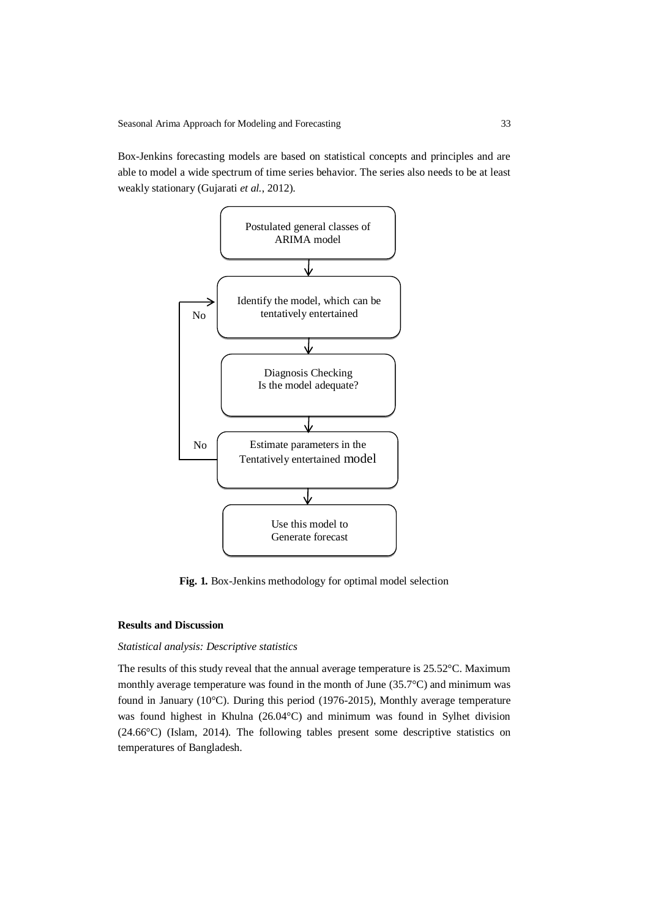Box-Jenkins forecasting models are based on statistical concepts and principles and are able to model a wide spectrum of time series behavior. The series also needs to be at least weakly stationary (Gujarati *et al.*, 2012).

Postulated general classes of ARIMA model

↓

Identify the model, which can be tentatively entertained

↓

Diagnosis Checking
Is the model adequate?

↓

Estimate parameters in the Tentatively entertained model

↓

Use this model to Generate forecast

(No → return to "Identify the model, which can be tentatively entertained")

**Fig. 1.** Box-Jenkins methodology for optimal model selection

**Results and Discussion**

*Statistical analysis: Descriptive statistics*

The results of this study reveal that the annual average temperature is 25.52°C. Maximum monthly average temperature was found in the month of June (35.7°C) and minimum was found in January (10°C). During this period (1976-2015), Monthly average temperature was found highest in Khulna (26.04°C) and minimum was found in Sylhet division (24.66°C) (Islam, 2014). The following tables present some descriptive statistics on temperatures of Bangladesh.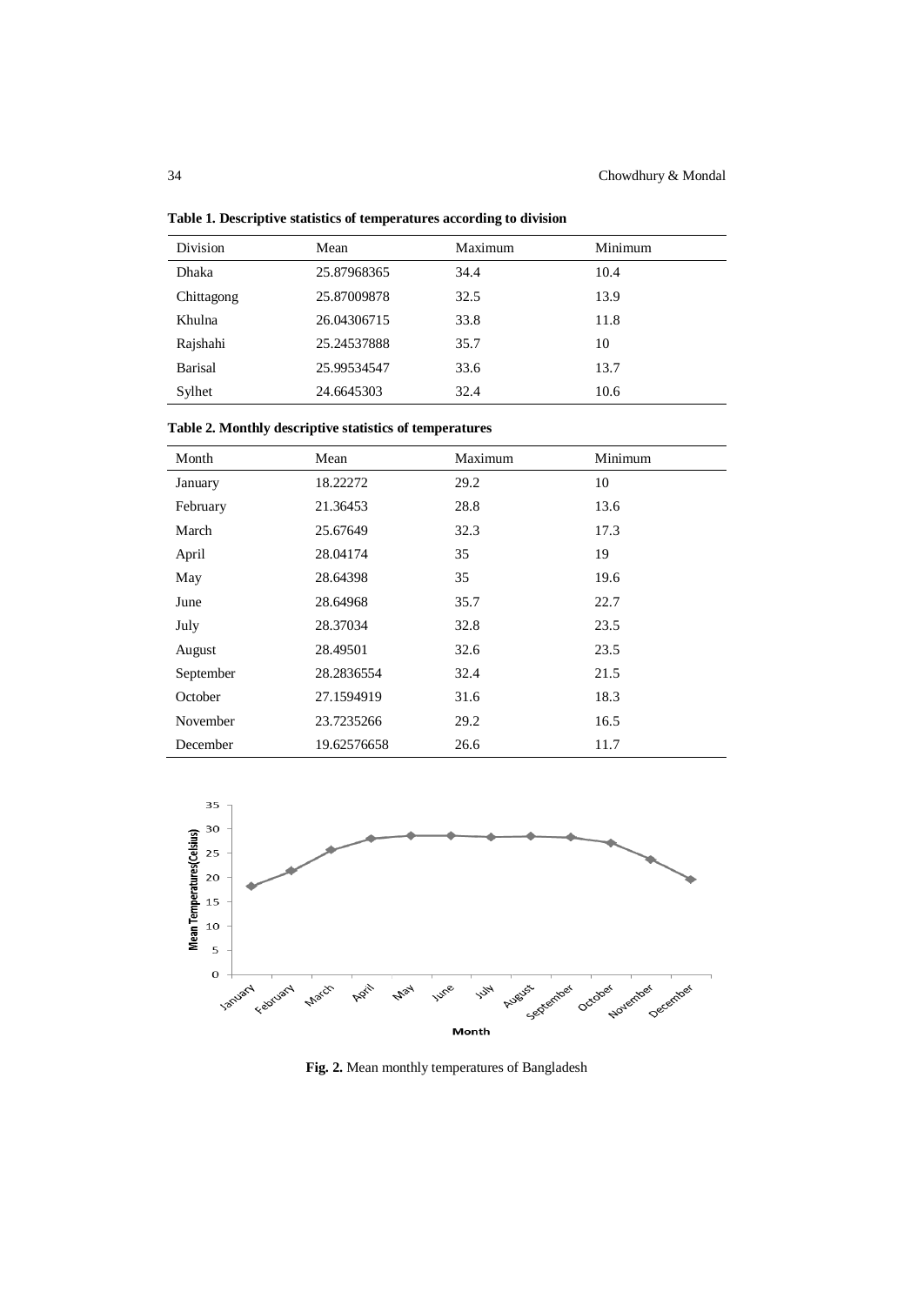**Table 1. Descriptive statistics of temperatures according to division**

| Division | Mean | Maximum | Minimum |
|---|---|---|---|
| Dhaka | 25.87968365 | 34.4 | 10.4 |
| Chittagong | 25.87009878 | 32.5 | 13.9 |
| Khulna | 26.04306715 | 33.8 | 11.8 |
| Rajshahi | 25.24537888 | 35.7 | 10 |
| Barisal | 25.99534547 | 33.6 | 13.7 |
| Sylhet | 24.6645303 | 32.4 | 10.6 |

**Table 2. Monthly descriptive statistics of temperatures**

| Month | Mean | Maximum | Minimum |
|---|---|---|---|
| January | 18.22272 | 29.2 | 10 |
| February | 21.36453 | 28.8 | 13.6 |
| March | 25.67649 | 32.3 | 17.3 |
| April | 28.04174 | 35 | 19 |
| May | 28.64398 | 35 | 19.6 |
| June | 28.64968 | 35.7 | 22.7 |
| July | 28.37034 | 32.8 | 23.5 |
| August | 28.49501 | 32.6 | 23.5 |
| September | 28.2836554 | 32.4 | 21.5 |
| October | 27.1594919 | 31.6 | 18.3 |
| November | 23.7235266 | 29.2 | 16.5 |
| December | 19.62576658 | 26.6 | 11.7 |

**Fig. 2.** Mean monthly temperatures of Bangladesh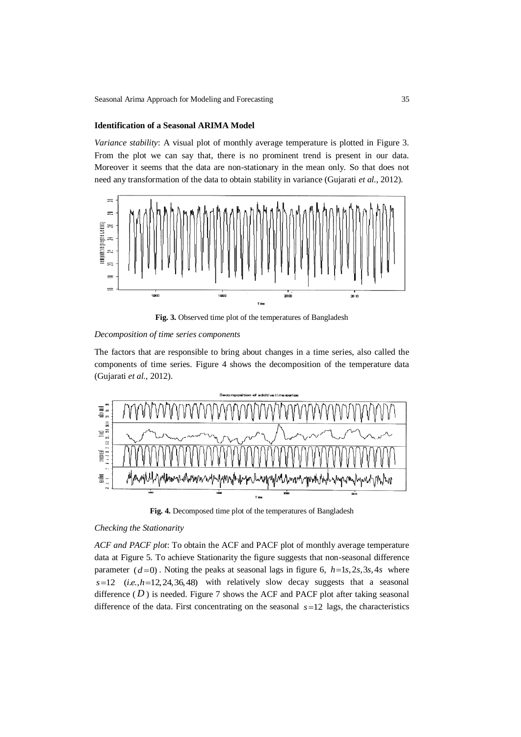**Identification of a Seasonal ARIMA Model**

*Variance stability*: A visual plot of monthly average temperature is plotted in Figure 3. From the plot we can say that, there is no prominent trend is present in our data. Moreover it seems that the data are non-stationary in the mean only. So that does not need any transformation of the data to obtain stability in variance (Gujarati *et al.*, 2012).

**Fig. 3.** Observed time plot of the temperatures of Bangladesh

*Decomposition of time series components*

The factors that are responsible to bring about changes in a time series, also called the components of time series. Figure 4 shows the decomposition of the temperature data (Gujarati *et al.*, 2012).

**Fig. 4.** Decomposed time plot of the temperatures of Bangladesh

*Checking the Stationarity*

*ACF and PACF plot*: To obtain the ACF and PACF plot of monthly average temperature data at Figure 5. To achieve Stationarity the figure suggests that non-seasonal difference parameter $(d=0)$. Noting the peaks at seasonal lags in figure 6, $h=1s, 2s, 3s, 4s$ where $s=12$ $(i.e., h=12, 24, 36, 48)$ with relatively slow decay suggests that a seasonal difference ($D$) is needed. Figure 7 shows the ACF and PACF plot after taking seasonal difference of the data. First concentrating on the seasonal $s=12$ lags, the characteristics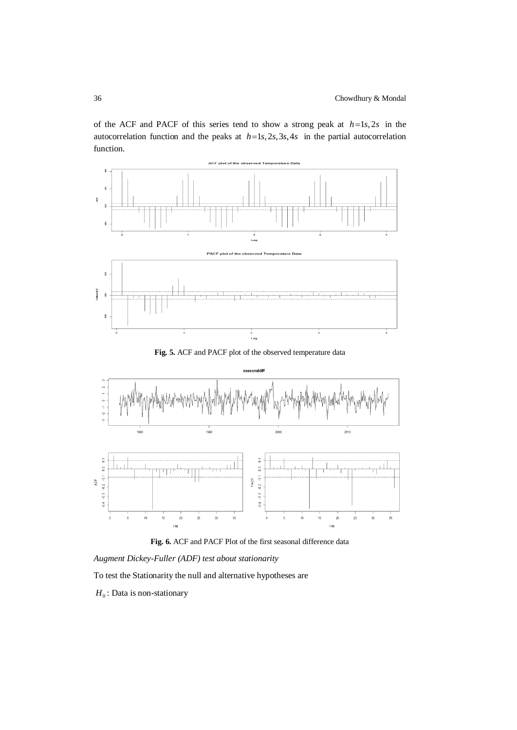of the ACF and PACF of this series tend to show a strong peak at $h = 1s, 2s$ in the autocorrelation function and the peaks at $h = 1s, 2s, 3s, 4s$ in the partial autocorrelation function.

**Fig. 5.** ACF and PACF plot of the observed temperature data

**Fig. 6.** ACF and PACF Plot of the first seasonal difference data

*Augment Dickey-Fuller (ADF) test about stationarity*

To test the Stationarity the null and alternative hypotheses are

$H_0$: Data is non-stationary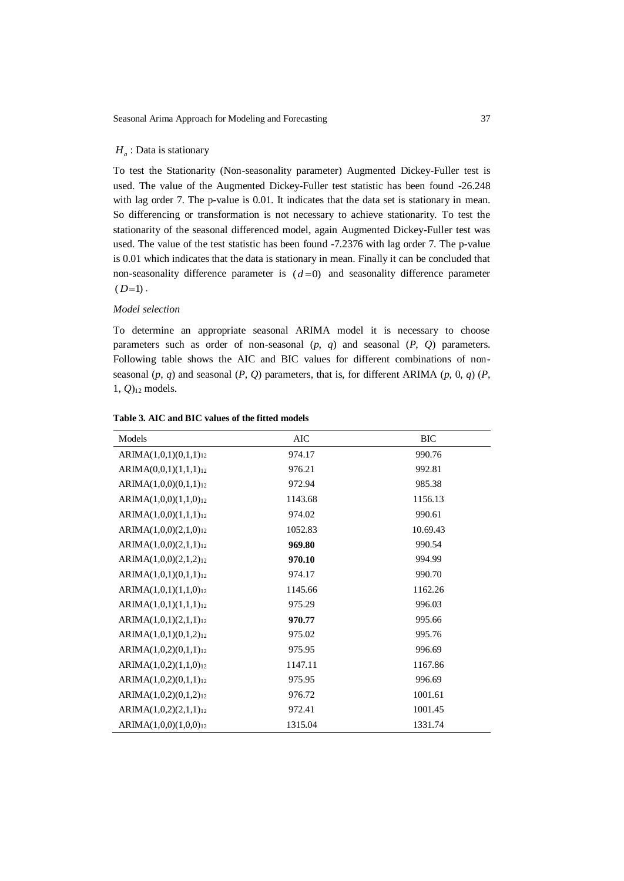$H_a$ : Data is stationary

To test the Stationarity (Non-seasonality parameter) Augmented Dickey-Fuller test is used. The value of the Augmented Dickey-Fuller test statistic has been found -26.248 with lag order 7. The p-value is 0.01. It indicates that the data set is stationary in mean. So differencing or transformation is not necessary to achieve stationarity. To test the stationarity of the seasonal differenced model, again Augmented Dickey-Fuller test was used. The value of the test statistic has been found -7.2376 with lag order 7. The p-value is 0.01 which indicates that the data is stationary in mean. Finally it can be concluded that non-seasonality difference parameter is $(d = 0)$ and seasonality difference parameter $(D = 1)$.

*Model selection*

To determine an appropriate seasonal ARIMA model it is necessary to choose parameters such as order of non-seasonal (*p*, *q*) and seasonal (*P*, *Q*) parameters. Following table shows the AIC and BIC values for different combinations of non-seasonal (*p*, *q*) and seasonal (*P*, *Q*) parameters, that is, for different ARIMA (*p*, 0, *q*) (*P*, 1, *Q*)$_{12}$ models.

**Table 3. AIC and BIC values of the fitted models**

| Models | AIC | BIC |
|---|---|---|
| ARIMA(1,0,1)(0,1,1)$_{12}$ | 974.17 | 990.76 |
| ARIMA(0,0,1)(1,1,1)$_{12}$ | 976.21 | 992.81 |
| ARIMA(1,0,0)(0,1,1)$_{12}$ | 972.94 | 985.38 |
| ARIMA(1,0,0)(1,1,0)$_{12}$ | 1143.68 | 1156.13 |
| ARIMA(1,0,0)(1,1,1)$_{12}$ | 974.02 | 990.61 |
| ARIMA(1,0,0)(2,1,0)$_{12}$ | 1052.83 | 10.69.43 |
| ARIMA(1,0,0)(2,1,1)$_{12}$ | **969.80** | 990.54 |
| ARIMA(1,0,0)(2,1,2)$_{12}$ | **970.10** | 994.99 |
| ARIMA(1,0,1)(0,1,1)$_{12}$ | 974.17 | 990.70 |
| ARIMA(1,0,1)(1,1,0)$_{12}$ | 1145.66 | 1162.26 |
| ARIMA(1,0,1)(1,1,1)$_{12}$ | 975.29 | 996.03 |
| ARIMA(1,0,1)(2,1,1)$_{12}$ | **970.77** | 995.66 |
| ARIMA(1,0,1)(0,1,2)$_{12}$ | 975.02 | 995.76 |
| ARIMA(1,0,2)(0,1,1)$_{12}$ | 975.95 | 996.69 |
| ARIMA(1,0,2)(1,1,0)$_{12}$ | 1147.11 | 1167.86 |
| ARIMA(1,0,2)(0,1,1)$_{12}$ | 975.95 | 996.69 |
| ARIMA(1,0,2)(0,1,2)$_{12}$ | 976.72 | 1001.61 |
| ARIMA(1,0,2)(2,1,1)$_{12}$ | 972.41 | 1001.45 |
| ARIMA(1,0,0)(1,0,0)$_{12}$ | 1315.04 | 1331.74 |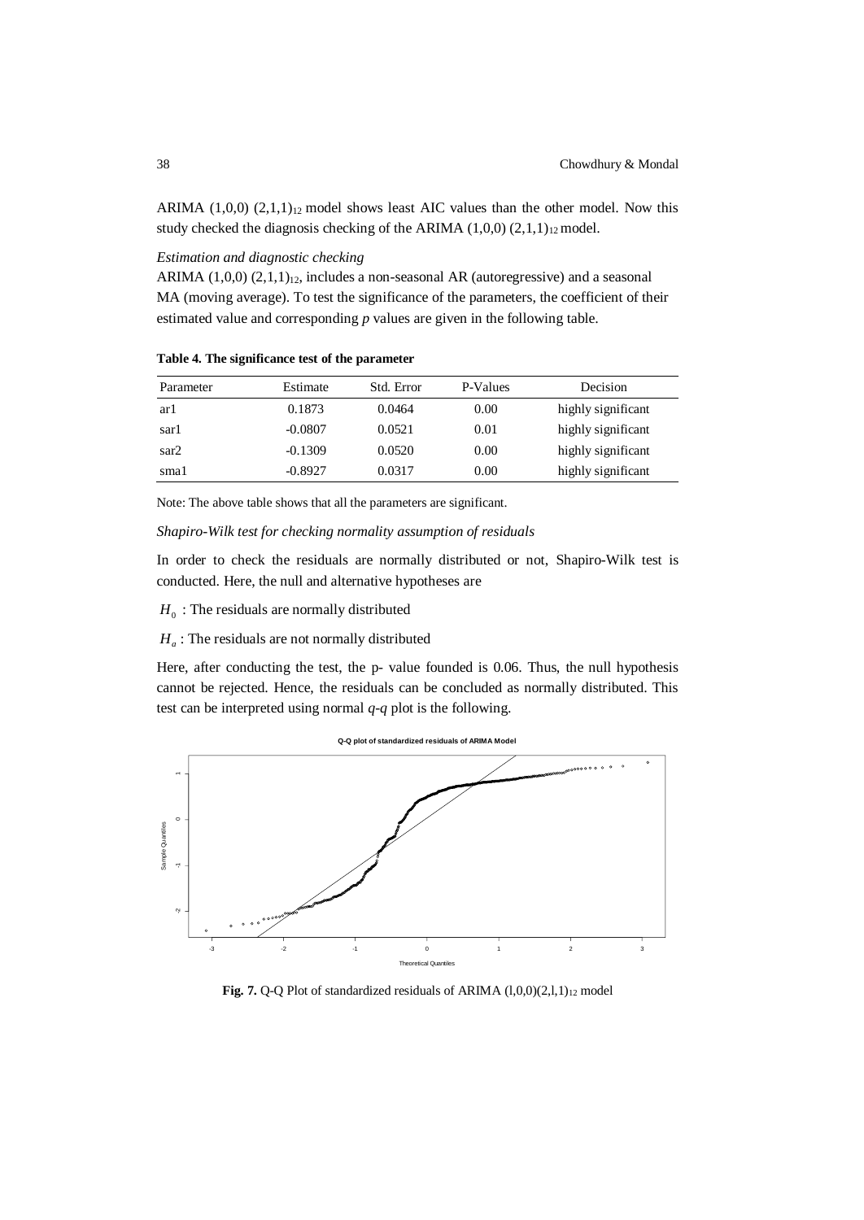ARIMA $(1,0,0)$ $(2,1,1)_{12}$ model shows least AIC values than the other model. Now this study checked the diagnosis checking of the ARIMA $(1,0,0)$ $(2,1,1)_{12}$ model.

*Estimation and diagnostic checking*

ARIMA $(1,0,0)$ $(2,1,1)_{12}$, includes a non-seasonal AR (autoregressive) and a seasonal MA (moving average). To test the significance of the parameters, the coefficient of their estimated value and corresponding *p* values are given in the following table.

**Table 4. The significance test of the parameter**

| Parameter | Estimate | Std. Error | P-Values | Decision |
|---|---|---|---|---|
| ar1 | 0.1873 | 0.0464 | 0.00 | highly significant |
| sar1 | -0.0807 | 0.0521 | 0.01 | highly significant |
| sar2 | -0.1309 | 0.0520 | 0.00 | highly significant |
| sma1 | -0.8927 | 0.0317 | 0.00 | highly significant |

Note: The above table shows that all the parameters are significant.

*Shapiro-Wilk test for checking normality assumption of residuals*

In order to check the residuals are normally distributed or not, Shapiro-Wilk test is conducted. Here, the null and alternative hypotheses are

$H_0$ : The residuals are normally distributed

$H_a$ : The residuals are not normally distributed

Here, after conducting the test, the p- value founded is 0.06. Thus, the null hypothesis cannot be rejected. Hence, the residuals can be concluded as normally distributed. This test can be interpreted using normal *q-q* plot is the following.

**Fig. 7.** Q-Q Plot of standardized residuals of ARIMA $(1,0,0)(2,1,1)_{12}$ model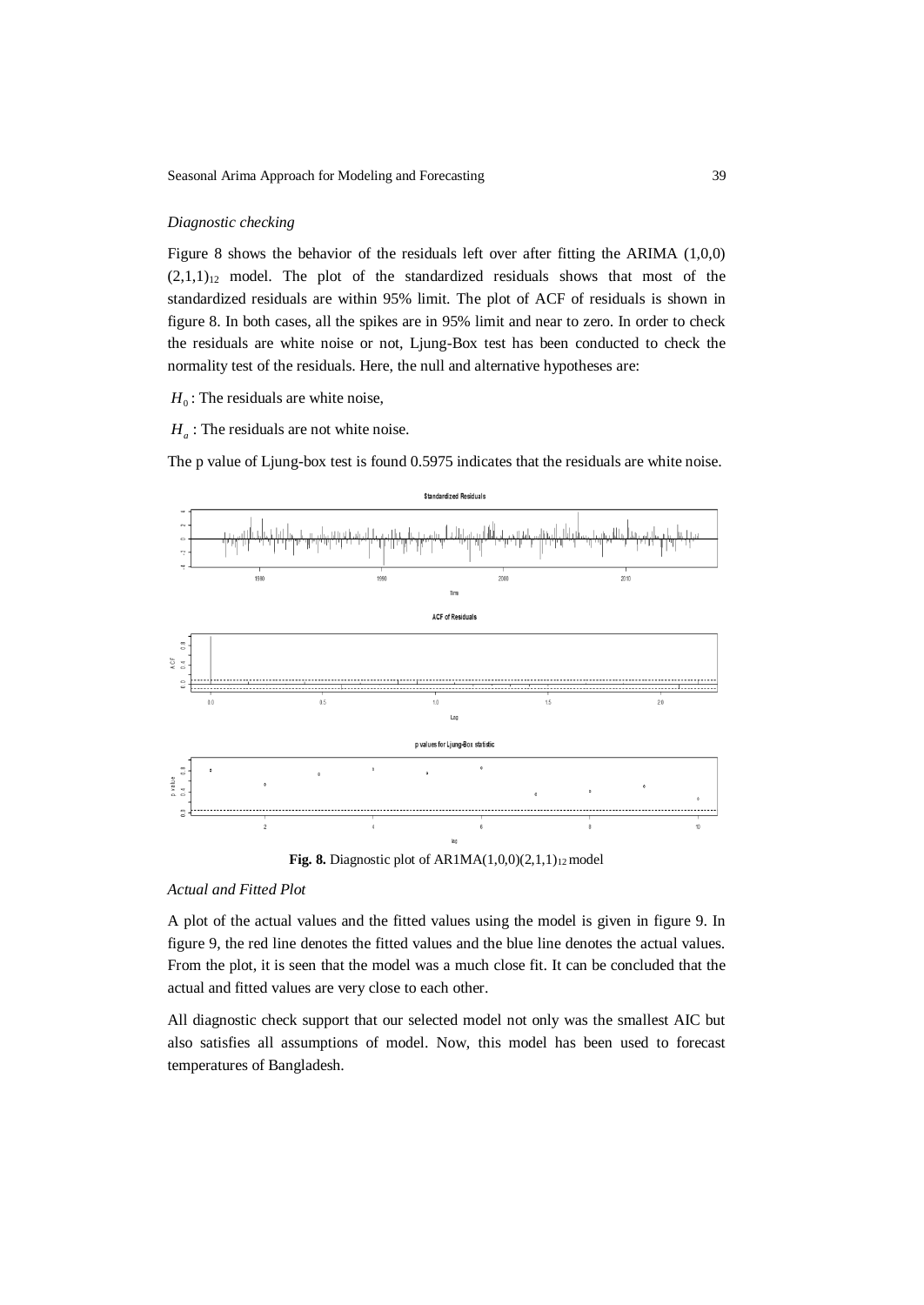*Diagnostic checking*

Figure 8 shows the behavior of the residuals left over after fitting the ARIMA (1,0,0) $(2,1,1)_{12}$ model. The plot of the standardized residuals shows that most of the standardized residuals are within 95% limit. The plot of ACF of residuals is shown in figure 8. In both cases, all the spikes are in 95% limit and near to zero. In order to check the residuals are white noise or not, Ljung-Box test has been conducted to check the normality test of the residuals. Here, the null and alternative hypotheses are:

$H_0$ : The residuals are white noise,

$H_a$ : The residuals are not white noise.

The p value of Ljung-box test is found 0.5975 indicates that the residuals are white noise.

**Fig. 8.** Diagnostic plot of AR1MA$(1,0,0)(2,1,1)_{12}$ model

*Actual and Fitted Plot*

A plot of the actual values and the fitted values using the model is given in figure 9. In figure 9, the red line denotes the fitted values and the blue line denotes the actual values. From the plot, it is seen that the model was a much close fit. It can be concluded that the actual and fitted values are very close to each other.

All diagnostic check support that our selected model not only was the smallest AIC but also satisfies all assumptions of model. Now, this model has been used to forecast temperatures of Bangladesh.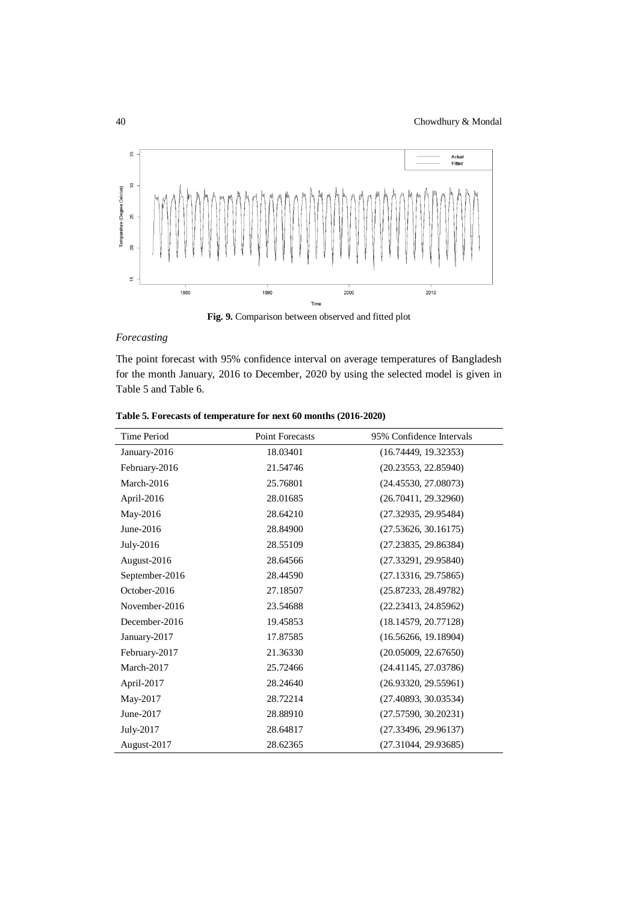**Fig. 9.** Comparison between observed and fitted plot

*Forecasting*

The point forecast with 95% confidence interval on average temperatures of Bangladesh for the month January, 2016 to December, 2020 by using the selected model is given in Table 5 and Table 6.

**Table 5. Forecasts of temperature for next 60 months (2016-2020)**

| Time Period | Point Forecasts | 95% Confidence Intervals |
|---|---|---|
| January-2016 | 18.03401 | (16.74449, 19.32353) |
| February-2016 | 21.54746 | (20.23553, 22.85940) |
| March-2016 | 25.76801 | (24.45530, 27.08073) |
| April-2016 | 28.01685 | (26.70411, 29.32960) |
| May-2016 | 28.64210 | (27.32935, 29.95484) |
| June-2016 | 28.84900 | (27.53626, 30.16175) |
| July-2016 | 28.55109 | (27.23835, 29.86384) |
| August-2016 | 28.64566 | (27.33291, 29.95840) |
| September-2016 | 28.44590 | (27.13316, 29.75865) |
| October-2016 | 27.18507 | (25.87233, 28.49782) |
| November-2016 | 23.54688 | (22.23413, 24.85962) |
| December-2016 | 19.45853 | (18.14579, 20.77128) |
| January-2017 | 17.87585 | (16.56266, 19.18904) |
| February-2017 | 21.36330 | (20.05009, 22.67650) |
| March-2017 | 25.72466 | (24.41145, 27.03786) |
| April-2017 | 28.24640 | (26.93320, 29.55961) |
| May-2017 | 28.72214 | (27.40893, 30.03534) |
| June-2017 | 28.88910 | (27.57590, 30.20231) |
| July-2017 | 28.64817 | (27.33496, 29.96137) |
| August-2017 | 28.62365 | (27.31044, 29.93685) |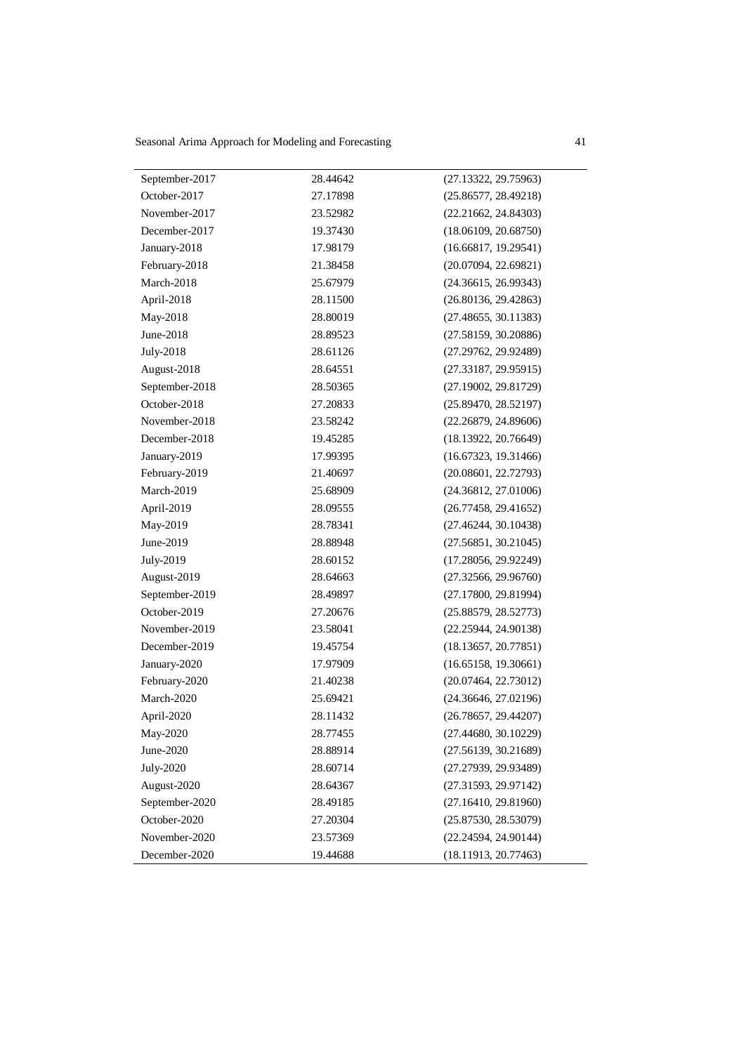| | | |
|---|---|---|
| September-2017 | 28.44642 | (27.13322, 29.75963) |
| October-2017 | 27.17898 | (25.86577, 28.49218) |
| November-2017 | 23.52982 | (22.21662, 24.84303) |
| December-2017 | 19.37430 | (18.06109, 20.68750) |
| January-2018 | 17.98179 | (16.66817, 19.29541) |
| February-2018 | 21.38458 | (20.07094, 22.69821) |
| March-2018 | 25.67979 | (24.36615, 26.99343) |
| April-2018 | 28.11500 | (26.80136, 29.42863) |
| May-2018 | 28.80019 | (27.48655, 30.11383) |
| June-2018 | 28.89523 | (27.58159, 30.20886) |
| July-2018 | 28.61126 | (27.29762, 29.92489) |
| August-2018 | 28.64551 | (27.33187, 29.95915) |
| September-2018 | 28.50365 | (27.19002, 29.81729) |
| October-2018 | 27.20833 | (25.89470, 28.52197) |
| November-2018 | 23.58242 | (22.26879, 24.89606) |
| December-2018 | 19.45285 | (18.13922, 20.76649) |
| January-2019 | 17.99395 | (16.67323, 19.31466) |
| February-2019 | 21.40697 | (20.08601, 22.72793) |
| March-2019 | 25.68909 | (24.36812, 27.01006) |
| April-2019 | 28.09555 | (26.77458, 29.41652) |
| May-2019 | 28.78341 | (27.46244, 30.10438) |
| June-2019 | 28.88948 | (27.56851, 30.21045) |
| July-2019 | 28.60152 | (17.28056, 29.92249) |
| August-2019 | 28.64663 | (27.32566, 29.96760) |
| September-2019 | 28.49897 | (27.17800, 29.81994) |
| October-2019 | 27.20676 | (25.88579, 28.52773) |
| November-2019 | 23.58041 | (22.25944, 24.90138) |
| December-2019 | 19.45754 | (18.13657, 20.77851) |
| January-2020 | 17.97909 | (16.65158, 19.30661) |
| February-2020 | 21.40238 | (20.07464, 22.73012) |
| March-2020 | 25.69421 | (24.36646, 27.02196) |
| April-2020 | 28.11432 | (26.78657, 29.44207) |
| May-2020 | 28.77455 | (27.44680, 30.10229) |
| June-2020 | 28.88914 | (27.56139, 30.21689) |
| July-2020 | 28.60714 | (27.27939, 29.93489) |
| August-2020 | 28.64367 | (27.31593, 29.97142) |
| September-2020 | 28.49185 | (27.16410, 29.81960) |
| October-2020 | 27.20304 | (25.87530, 28.53079) |
| November-2020 | 23.57369 | (22.24594, 24.90144) |
| December-2020 | 19.44688 | (18.11913, 20.77463) |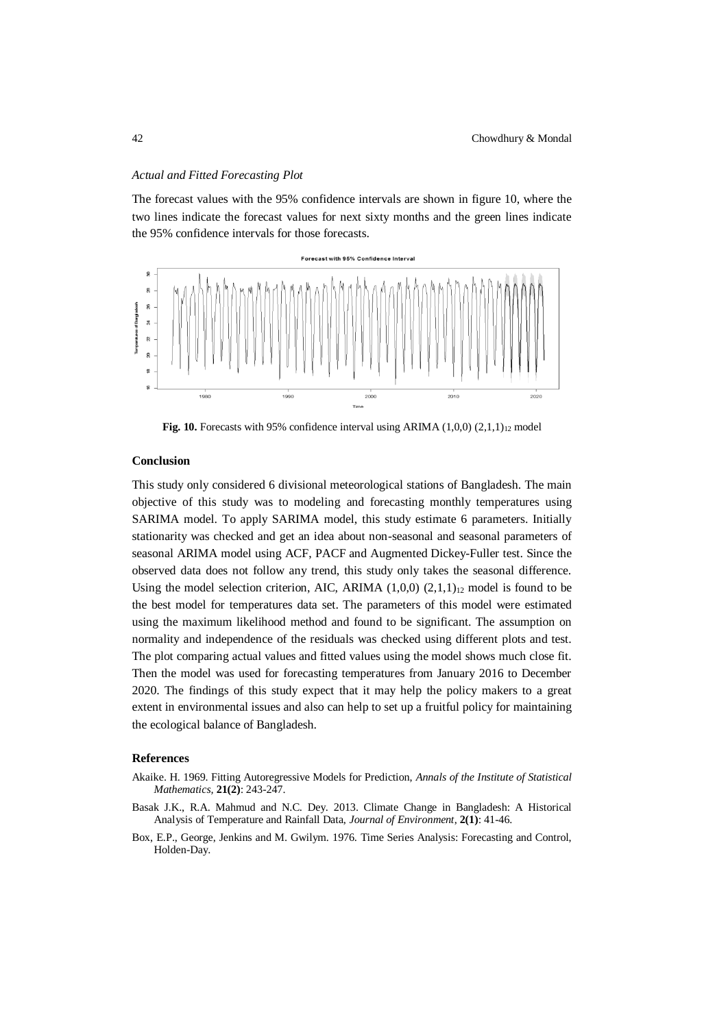*Actual and Fitted Forecasting Plot*

The forecast values with the 95% confidence intervals are shown in figure 10, where the two lines indicate the forecast values for next sixty months and the green lines indicate the 95% confidence intervals for those forecasts.

**Fig. 10.** Forecasts with 95% confidence interval using ARIMA (1,0,0) $(2,1,1)_{12}$ model

## Conclusion

This study only considered 6 divisional meteorological stations of Bangladesh. The main objective of this study was to modeling and forecasting monthly temperatures using SARIMA model. To apply SARIMA model, this study estimate 6 parameters. Initially stationarity was checked and get an idea about non-seasonal and seasonal parameters of seasonal ARIMA model using ACF, PACF and Augmented Dickey-Fuller test. Since the observed data does not follow any trend, this study only takes the seasonal difference. Using the model selection criterion, AIC, ARIMA (1,0,0) $(2,1,1)_{12}$ model is found to be the best model for temperatures data set. The parameters of this model were estimated using the maximum likelihood method and found to be significant. The assumption on normality and independence of the residuals was checked using different plots and test. The plot comparing actual values and fitted values using the model shows much close fit. Then the model was used for forecasting temperatures from January 2016 to December 2020. The findings of this study expect that it may help the policy makers to a great extent in environmental issues and also can help to set up a fruitful policy for maintaining the ecological balance of Bangladesh.

## References

Akaike. H. 1969. Fitting Autoregressive Models for Prediction, *Annals of the Institute of Statistical Mathematics*, **21(2)**: 243-247.

Basak J.K., R.A. Mahmud and N.C. Dey. 2013. Climate Change in Bangladesh: A Historical Analysis of Temperature and Rainfall Data, *Journal of Environment*, **2(1)**: 41-46.

Box, E.P., George, Jenkins and M. Gwilym. 1976. Time Series Analysis: Forecasting and Control, Holden-Day.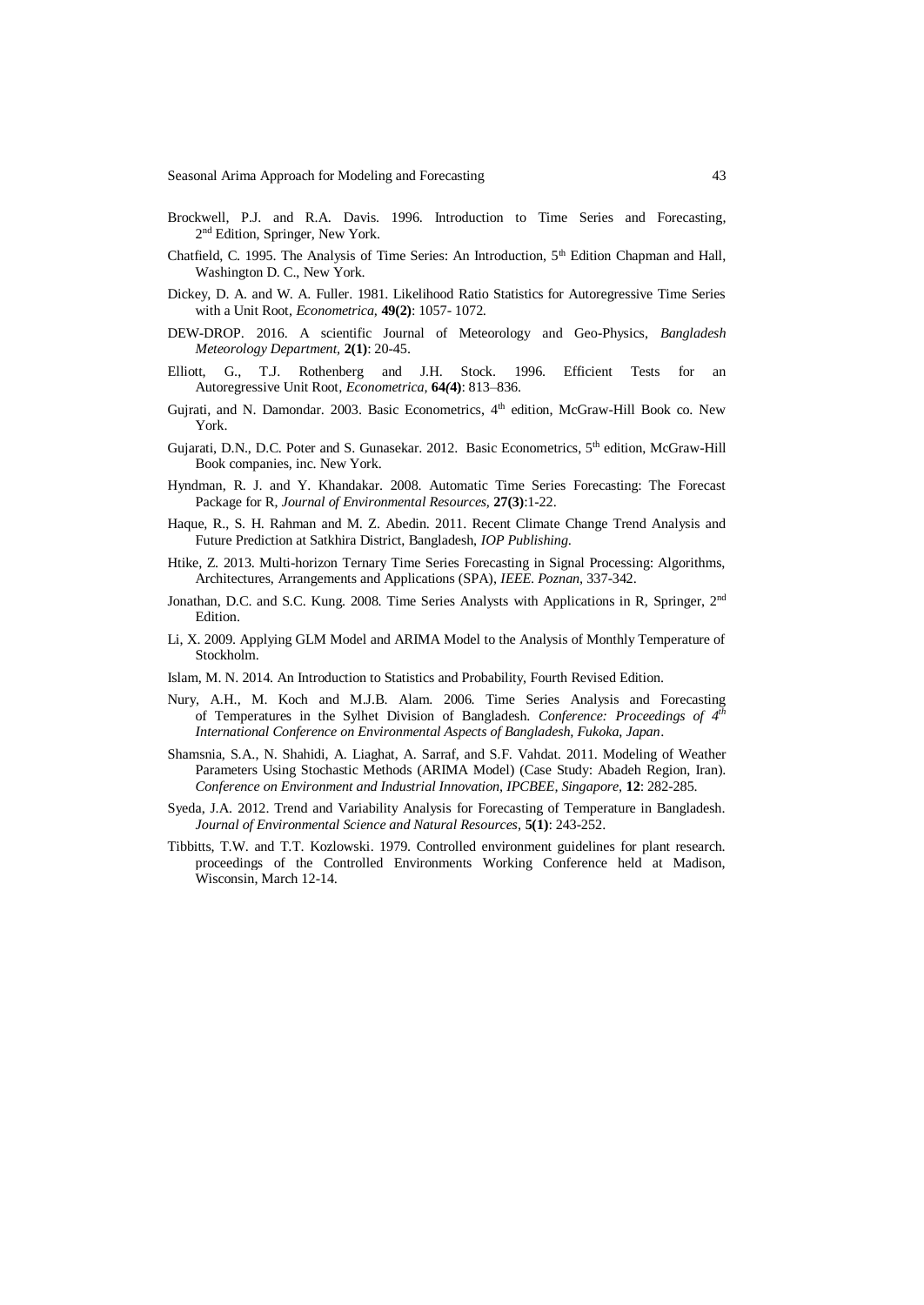Brockwell, P.J. and R.A. Davis. 1996. Introduction to Time Series and Forecasting, 2nd Edition, Springer, New York.

Chatfield, C. 1995. The Analysis of Time Series: An Introduction, 5th Edition Chapman and Hall, Washington D. C., New York.

Dickey, D. A. and W. A. Fuller. 1981. Likelihood Ratio Statistics for Autoregressive Time Series with a Unit Root, *Econometrica*, **49(2)**: 1057- 1072.

DEW-DROP. 2016. A scientific Journal of Meteorology and Geo-Physics, *Bangladesh Meteorology Department*, **2(1)**: 20-45.

Elliott, G., T.J. Rothenberg and J.H. Stock. 1996. Efficient Tests for an Autoregressive Unit Root, *Econometrica*, **64(4)**: 813–836.

Gujrati, and N. Damondar. 2003. Basic Econometrics, 4th edition, McGraw-Hill Book co. New York.

Gujarati, D.N., D.C. Poter and S. Gunasekar. 2012. Basic Econometrics, 5th edition, McGraw-Hill Book companies, inc. New York.

Hyndman, R. J. and Y. Khandakar. 2008. Automatic Time Series Forecasting: The Forecast Package for R, *Journal of Environmental Resources*, **27(3)**:1-22.

Haque, R., S. H. Rahman and M. Z. Abedin. 2011. Recent Climate Change Trend Analysis and Future Prediction at Satkhira District, Bangladesh, *IOP Publishing*.

Htike, Z. 2013. Multi-horizon Ternary Time Series Forecasting in Signal Processing: Algorithms, Architectures, Arrangements and Applications (SPA), *IEEE. Poznan*, 337-342.

Jonathan, D.C. and S.C. Kung. 2008. Time Series Analysts with Applications in R, Springer, 2nd Edition.

Li, X. 2009. Applying GLM Model and ARIMA Model to the Analysis of Monthly Temperature of Stockholm.

Islam, M. N. 2014. An Introduction to Statistics and Probability, Fourth Revised Edition.

Nury, A.H., M. Koch and M.J.B. Alam. 2006. Time Series Analysis and Forecasting of Temperatures in the Sylhet Division of Bangladesh. *Conference: Proceedings of 4th International Conference on Environmental Aspects of Bangladesh, Fukoka, Japan*.

Shamsnia, S.A., N. Shahidi, A. Liaghat, A. Sarraf, and S.F. Vahdat. 2011. Modeling of Weather Parameters Using Stochastic Methods (ARIMA Model) (Case Study: Abadeh Region, Iran). *Conference on Environment and Industrial Innovation, IPCBEE, Singapore*, **12**: 282-285.

Syeda, J.A. 2012. Trend and Variability Analysis for Forecasting of Temperature in Bangladesh. *Journal of Environmental Science and Natural Resources*, **5(1)**: 243-252.

Tibbitts, T.W. and T.T. Kozlowski. 1979. Controlled environment guidelines for plant research. proceedings of the Controlled Environments Working Conference held at Madison, Wisconsin, March 12-14.